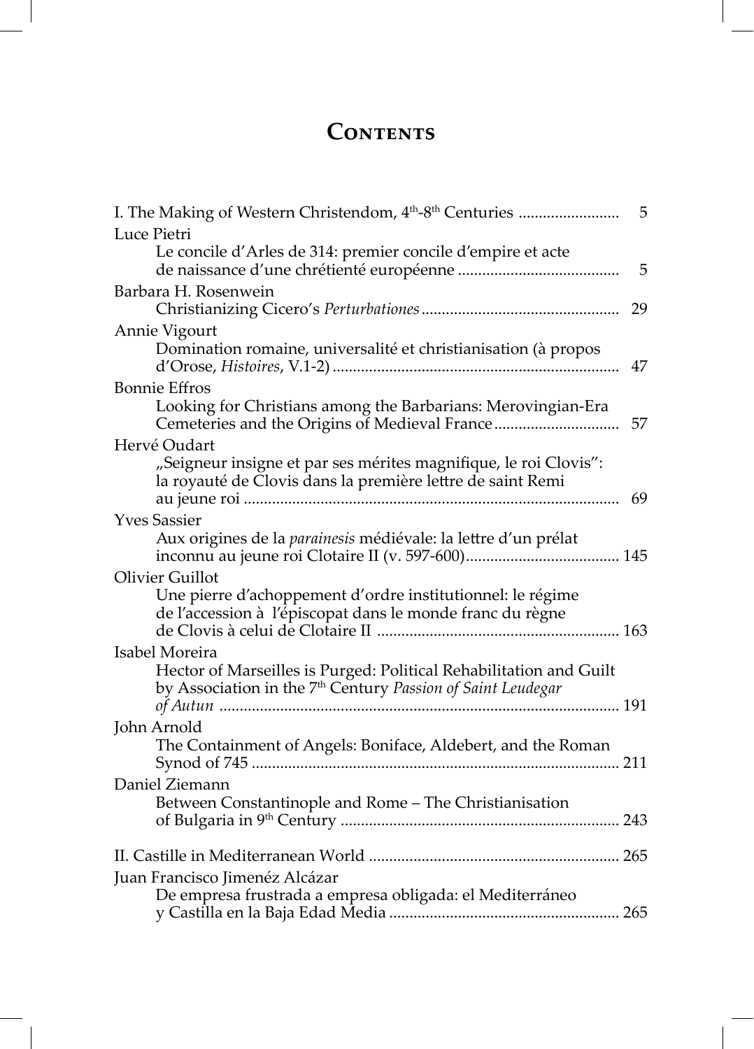# Contents

I. The Making of Western Christendom, 4th-8th Centuries ........................ 5

Luce Pietri
Le concile d'Arles de 314: premier concile d'empire et acte de naissance d'une chrétienté européenne ........................................ 5

Barbara H. Rosenwein
Christianizing Cicero's *Perturbationes* ................................................ 29

Annie Vigourt
Domination romaine, universalité et christianisation (à propos d'Orose, *Histoires*, V.1-2) ...................................................................... 47

Bonnie Effros
Looking for Christians among the Barbarians: Merovingian-Era Cemeteries and the Origins of Medieval France .............................. 57

Hervé Oudart
„Seigneur insigne et par ses mérites magnifique, le roi Clovis": la royauté de Clovis dans la première lettre de saint Remi au jeune roi ........................................................................................... 69

Yves Sassier
Aux origines de la *parainesis* médiévale: la lettre d'un prélat inconnu au jeune roi Clotaire II (v. 597-600)...................................... 145

Olivier Guillot
Une pierre d'achoppement d'ordre institutionnel: le régime de l'accession à l'épiscopat dans le monde franc du règne de Clovis à celui de Clotaire II ........................................................... 163

Isabel Moreira
Hector of Marseilles is Purged: Political Rehabilitation and Guilt by Association in the 7th Century *Passion of Saint Leudegar of Autun* .................................................................................................. 191

John Arnold
The Containment of Angels: Boniface, Aldebert, and the Roman Synod of 745 .......................................................................................... 211

Daniel Ziemann
Between Constantinople and Rome – The Christianisation of Bulgaria in 9th Century .................................................................... 243

II. Castille in Mediterranean World ............................................................. 265

Juan Francisco Jimenéz Alcázar
De empresa frustrada a empresa obligada: el Mediterráneo y Castilla en la Baja Edad Media ........................................................ 265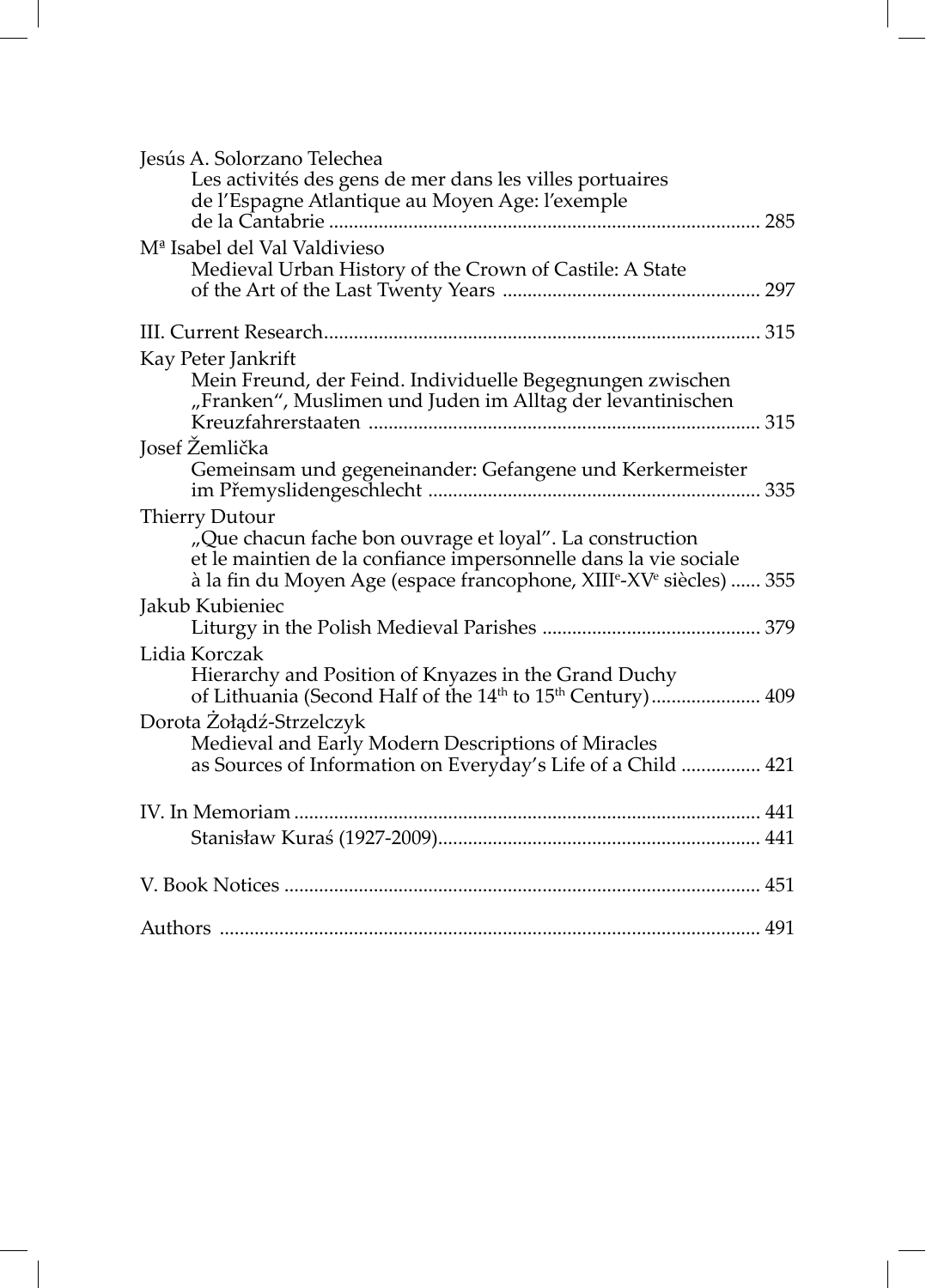Jesús A. Solorzano Telechea
Les activités des gens de mer dans les villes portuaires de l'Espagne Atlantique au Moyen Age: l'exemple de la Cantabrie ...................................................................................... 285

Mª Isabel del Val Valdivieso
Medieval Urban History of the Crown of Castile: A State of the Art of the Last Twenty Years ................................................... 297

III. Current Research....................................................................................... 315

Kay Peter Jankrift
Mein Freund, der Feind. Individuelle Begegnungen zwischen „Franken", Muslimen und Juden im Alltag der levantinischen Kreuzfahrerstaaten ............................................................................. 315

Josef Žemlička
Gemeinsam und gegeneinander: Gefangene und Kerkermeister im Přemyslidengeschlecht .................................................................. 335

Thierry Dutour
„Que chacun fache bon ouvrage et loyal". La construction et le maintien de la confiance impersonnelle dans la vie sociale à la fin du Moyen Age (espace francophone, XIII[e]-XV[e] siècles) ...... 355

Jakub Kubieniec
Liturgy in the Polish Medieval Parishes ............................................ 379

Lidia Korczak
Hierarchy and Position of Knyazes in the Grand Duchy of Lithuania (Second Half of the 14[th] to 15[th] Century)...................... 409

Dorota Żołądź-Strzelczyk
Medieval and Early Modern Descriptions of Miracles as Sources of Information on Everyday's Life of a Child ................ 421

IV. In Memoriam ............................................................................................. 441

Stanisław Kuraś (1927-2009)................................................................. 441

V. Book Notices ............................................................................................... 451

Authors ............................................................................................................ 491